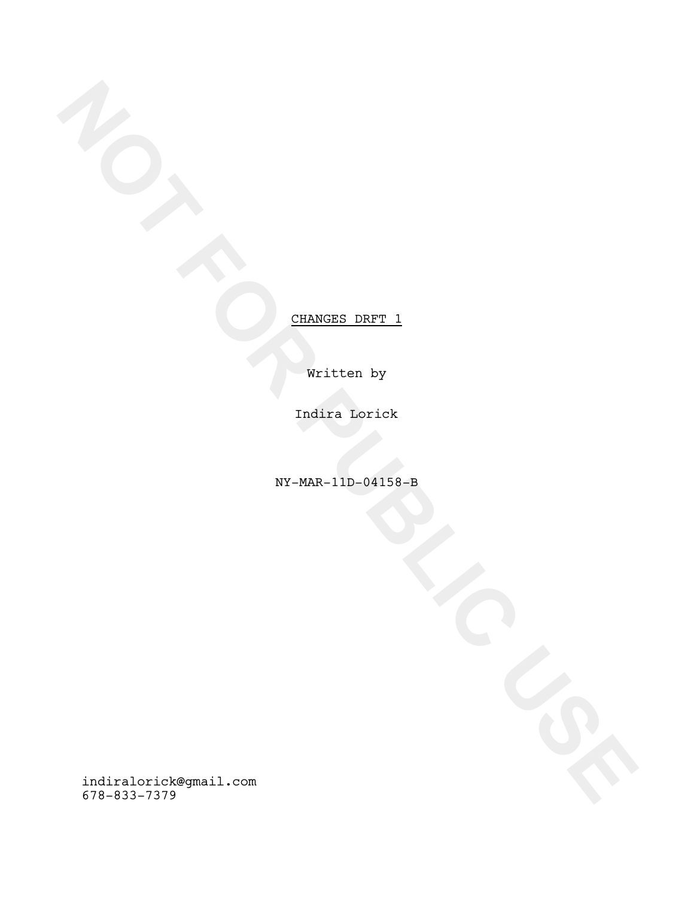NOT FOR PUBLIC USE

<u>CHANGES DRFT 1</u>

Written by

Indira Lorick

NY-MAR-11D-04158-B

indiralorick@gmail.com
678-833-7379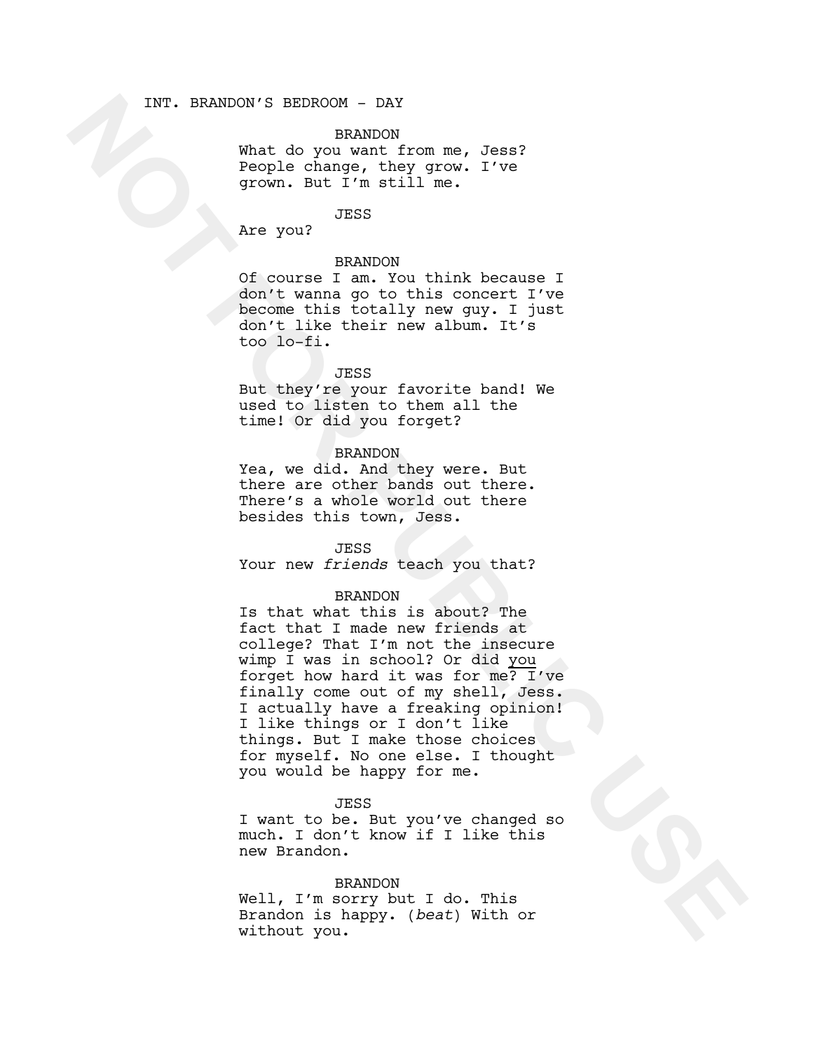INT. BRANDON'S BEDROOM - DAY

BRANDON
What do you want from me, Jess? People change, they grow. I've grown. But I'm still me.

JESS
Are you?

BRANDON
Of course I am. You think because I don't wanna go to this concert I've become this totally new guy. I just don't like their new album. It's too lo-fi.

JESS
But they're your favorite band! We used to listen to them all the time! Or did you forget?

BRANDON
Yea, we did. And they were. But there are other bands out there. There's a whole world out there besides this town, Jess.

JESS
Your new *friends* teach you that?

BRANDON
Is that what this is about? The fact that I made new friends at college? That I'm not the insecure wimp I was in school? Or did <u>you</u> forget how hard it was for me? I've finally come out of my shell, Jess. I actually have a freaking opinion! I like things or I don't like things. But I make those choices for myself. No one else. I thought you would be happy for me.

JESS
I want to be. But you've changed so much. I don't know if I like this new Brandon.

BRANDON
Well, I'm sorry but I do. This Brandon is happy. (*beat*) With or without you.